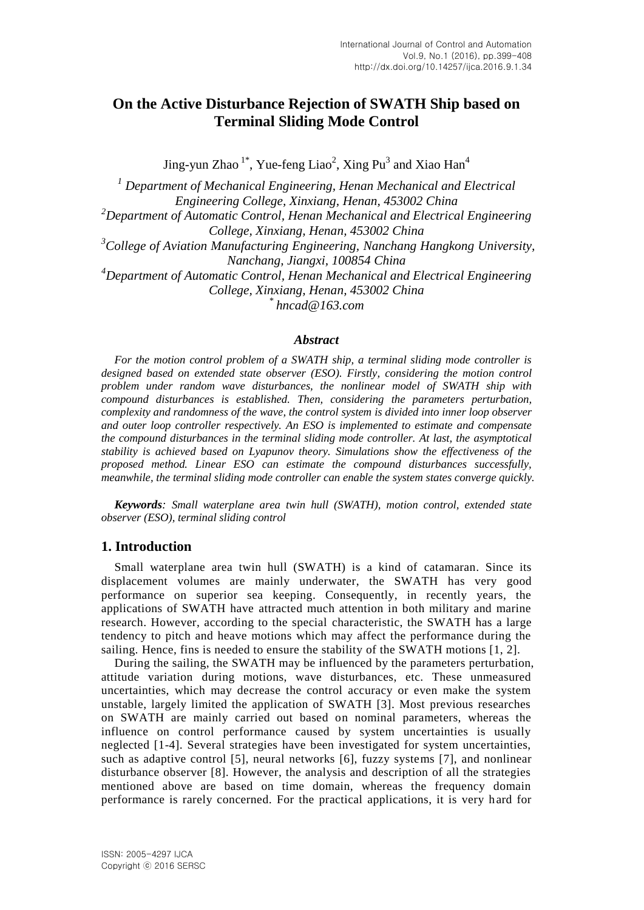# On the Active Disturbance Rejection of SWATH Ship based on Terminal Sliding Mode Control

Jing-yun Zhao [1*], Yue-feng Liao[2], Xing Pu[3] and Xiao Han[4]

[1] *Department of Mechanical Engineering, Henan Mechanical and Electrical Engineering College, Xinxiang, Henan, 453002 China*
[2]*Department of Automatic Control, Henan Mechanical and Electrical Engineering College, Xinxiang, Henan, 453002 China*
[3]*College of Aviation Manufacturing Engineering, Nanchang Hangkong University, Nanchang, Jiangxi, 100854 China*
[4]*Department of Automatic Control, Henan Mechanical and Electrical Engineering College, Xinxiang, Henan, 453002 China*
[*] *hncad@163.com*

### *Abstract*

*For the motion control problem of a SWATH ship, a terminal sliding mode controller is designed based on extended state observer (ESO). Firstly, considering the motion control problem under random wave disturbances, the nonlinear model of SWATH ship with compound disturbances is established. Then, considering the parameters perturbation, complexity and randomness of the wave, the control system is divided into inner loop observer and outer loop controller respectively. An ESO is implemented to estimate and compensate the compound disturbances in the terminal sliding mode controller. At last, the asymptotical stability is achieved based on Lyapunov theory. Simulations show the effectiveness of the proposed method. Linear ESO can estimate the compound disturbances successfully, meanwhile, the terminal sliding mode controller can enable the system states converge quickly.*

***Keywords****: Small waterplane area twin hull (SWATH), motion control, extended state observer (ESO), terminal sliding control*

## 1. Introduction

Small waterplane area twin hull (SWATH) is a kind of catamaran. Since its displacement volumes are mainly underwater, the SWATH has very good performance on superior sea keeping. Consequently, in recently years, the applications of SWATH have attracted much attention in both military and marine research. However, according to the special characteristic, the SWATH has a large tendency to pitch and heave motions which may affect the performance during the sailing. Hence, fins is needed to ensure the stability of the SWATH motions [1, 2].

During the sailing, the SWATH may be influenced by the parameters perturbation, attitude variation during motions, wave disturbances, etc. These unmeasured uncertainties, which may decrease the control accuracy or even make the system unstable, largely limited the application of SWATH [3]. Most previous researches on SWATH are mainly carried out based on nominal parameters, whereas the influence on control performance caused by system uncertainties is usually neglected [1-4]. Several strategies have been investigated for system uncertainties, such as adaptive control [5], neural networks [6], fuzzy systems [7], and nonlinear disturbance observer [8]. However, the analysis and description of all the strategies mentioned above are based on time domain, whereas the frequency domain performance is rarely concerned. For the practical applications, it is very hard for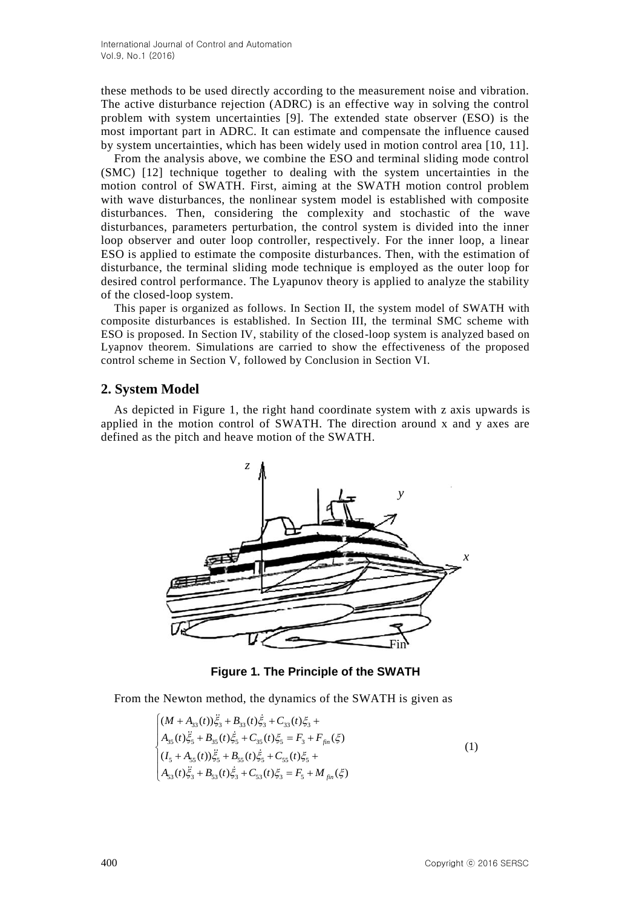these methods to be used directly according to the measurement noise and vibration. The active disturbance rejection (ADRC) is an effective way in solving the control problem with system uncertainties [9]. The extended state observer (ESO) is the most important part in ADRC. It can estimate and compensate the influence caused by system uncertainties, which has been widely used in motion control area [10, 11].

From the analysis above, we combine the ESO and terminal sliding mode control (SMC) [12] technique together to dealing with the system uncertainties in the motion control of SWATH. First, aiming at the SWATH motion control problem with wave disturbances, the nonlinear system model is established with composite disturbances. Then, considering the complexity and stochastic of the wave disturbances, parameters perturbation, the control system is divided into the inner loop observer and outer loop controller, respectively. For the inner loop, a linear ESO is applied to estimate the composite disturbances. Then, with the estimation of disturbance, the terminal sliding mode technique is employed as the outer loop for desired control performance. The Lyapunov theory is applied to analyze the stability of the closed-loop system.

This paper is organized as follows. In Section II, the system model of SWATH with composite disturbances is established. In Section III, the terminal SMC scheme with ESO is proposed. In Section IV, stability of the closed-loop system is analyzed based on Lyapnov theorem. Simulations are carried to show the effectiveness of the proposed control scheme in Section V, followed by Conclusion in Section VI.

## 2. System Model

As depicted in Figure 1, the right hand coordinate system with z axis upwards is applied in the motion control of SWATH. The direction around x and y axes are defined as the pitch and heave motion of the SWATH.

**Figure 1. The Principle of the SWATH**

From the Newton method, the dynamics of the SWATH is given as

$$
\begin{cases}
(M + A_{33}(t))\ddot{\xi}_3 + B_{33}(t)\dot{\xi}_3 + C_{33}(t)\xi_3 + \\
A_{35}(t)\ddot{\xi}_5 + B_{35}(t)\dot{\xi}_5 + C_{35}(t)\xi_5 = F_3 + F_{fin}(\xi) \\
(I_5 + A_{55}(t))\ddot{\xi}_5 + B_{55}(t)\dot{\xi}_5 + C_{55}(t)\xi_5 + \\
A_{53}(t)\ddot{\xi}_3 + B_{53}(t)\dot{\xi}_3 + C_{53}(t)\xi_3 = F_5 + M_{fin}(\xi)
\end{cases}
\tag{1}
$$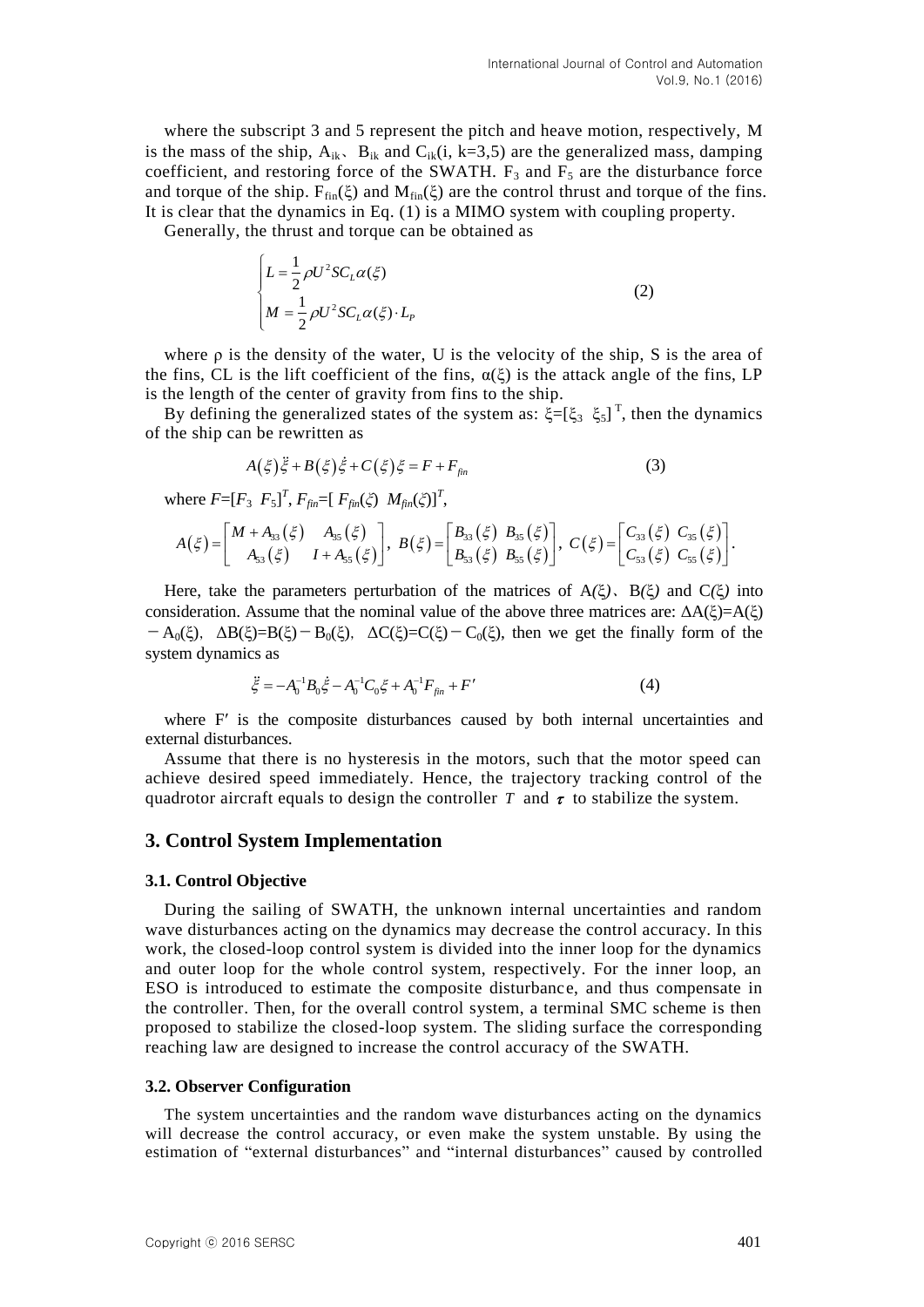where the subscript 3 and 5 represent the pitch and heave motion, respectively, M is the mass of the ship, $A_{ik}$、$B_{ik}$ and $C_{ik}$(i, k=3,5) are the generalized mass, damping coefficient, and restoring force of the SWATH. $F_3$ and $F_5$ are the disturbance force and torque of the ship. $F_{fin}(\xi)$ and $M_{fin}(\xi)$ are the control thrust and torque of the fins. It is clear that the dynamics in Eq. (1) is a MIMO system with coupling property.

Generally, the thrust and torque can be obtained as

$$
\begin{cases}
L = \dfrac{1}{2}\rho U^2 S C_L \alpha(\xi) \\
M = \dfrac{1}{2}\rho U^2 S C_L \alpha(\xi) \cdot L_P
\end{cases} \tag{2}
$$

where ρ is the density of the water, U is the velocity of the ship, S is the area of the fins, CL is the lift coefficient of the fins, $\alpha(\xi)$ is the attack angle of the fins, LP is the length of the center of gravity from fins to the ship.

By defining the generalized states of the system as: $\xi=[\xi_3 \ \ \xi_5]^T$, then the dynamics of the ship can be rewritten as

$$
A(\xi)\ddot{\xi} + B(\xi)\dot{\xi} + C(\xi)\xi = F + F_{fin} \tag{3}
$$

where $F=[F_3 \ \ F_5]^T$, $F_{fin}=[\, F_{fin}(\xi) \ \ M_{fin}(\xi)]^T$,

$$
A(\xi) = \begin{bmatrix} M + A_{33}(\xi) & A_{35}(\xi) \\ A_{53}(\xi) & I + A_{55}(\xi) \end{bmatrix},\ B(\xi) = \begin{bmatrix} B_{33}(\xi) & B_{35}(\xi) \\ B_{53}(\xi) & B_{55}(\xi) \end{bmatrix},\ C(\xi) = \begin{bmatrix} C_{33}(\xi) & C_{35}(\xi) \\ C_{53}(\xi) & C_{55}(\xi) \end{bmatrix}.
$$

Here, take the parameters perturbation of the matrices of $A(\xi)$、$B(\xi)$ and $C(\xi)$ into consideration. Assume that the nominal value of the above three matrices are: $\Delta A(\xi)=A(\xi)-A_0(\xi)$, $\Delta B(\xi)=B(\xi)-B_0(\xi)$, $\Delta C(\xi)=C(\xi)-C_0(\xi)$, then we get the finally form of the system dynamics as

$$
\ddot{\xi} = -A_0^{-1}B_0\dot{\xi} - A_0^{-1}C_0\xi + A_0^{-1}F_{fin} + F' \tag{4}
$$

where $F'$ is the composite disturbances caused by both internal uncertainties and external disturbances.

Assume that there is no hysteresis in the motors, such that the motor speed can achieve desired speed immediately. Hence, the trajectory tracking control of the quadrotor aircraft equals to design the controller $T$ and $\boldsymbol{\tau}$ to stabilize the system.

## 3. Control System Implementation

### 3.1. Control Objective

During the sailing of SWATH, the unknown internal uncertainties and random wave disturbances acting on the dynamics may decrease the control accuracy. In this work, the closed-loop control system is divided into the inner loop for the dynamics and outer loop for the whole control system, respectively. For the inner loop, an ESO is introduced to estimate the composite disturbance, and thus compensate in the controller. Then, for the overall control system, a terminal SMC scheme is then proposed to stabilize the closed-loop system. The sliding surface the corresponding reaching law are designed to increase the control accuracy of the SWATH.

### 3.2. Observer Configuration

The system uncertainties and the random wave disturbances acting on the dynamics will decrease the control accuracy, or even make the system unstable. By using the estimation of "external disturbances" and "internal disturbances" caused by controlled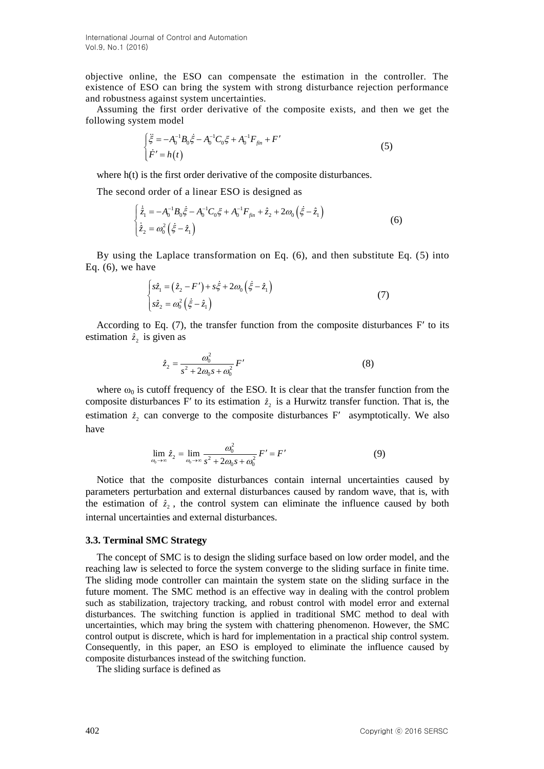objective online, the ESO can compensate the estimation in the controller. The existence of ESO can bring the system with strong disturbance rejection performance and robustness against system uncertainties.

Assuming the first order derivative of the composite exists, and then we get the following system model

$$\begin{cases} \ddot{\xi} = -A_0^{-1}B_0\dot{\xi} - A_0^{-1}C_0\xi + A_0^{-1}F_{fin} + F' \\ \dot{F}' = h(t) \end{cases} \tag{5}$$

where h(t) is the first order derivative of the composite disturbances.

The second order of a linear ESO is designed as

$$\begin{cases} \dot{\hat{z}}_1 = -A_0^{-1}B_0\dot{\xi} - A_0^{-1}C_0\xi + A_0^{-1}F_{fin} + \hat{z}_2 + 2\omega_0\left(\dot{\xi} - \hat{z}_1\right) \\ \dot{\hat{z}}_2 = \omega_0^2\left(\dot{\xi} - \hat{z}_1\right) \end{cases} \tag{6}$$

By using the Laplace transformation on Eq. (6), and then substitute Eq. (5) into Eq. (6), we have

$$\begin{cases} s\hat{z}_1 = \left(\hat{z}_2 - F'\right) + s\dot{\xi} + 2\omega_0\left(\dot{\xi} - \hat{z}_1\right) \\ s\hat{z}_2 = \omega_0^2\left(\dot{\xi} - \hat{z}_1\right) \end{cases} \tag{7}$$

According to Eq. (7), the transfer function from the composite disturbances F′ to its estimation $\hat{z}_2$ is given as

$$\hat{z}_2 = \frac{\omega_0^2}{s^2 + 2\omega_0 s + \omega_0^2}F' \tag{8}$$

where $\omega_0$ is cutoff frequency of the ESO. It is clear that the transfer function from the composite disturbances F′ to its estimation $\hat{z}_2$ is a Hurwitz transfer function. That is, the estimation $\hat{z}_2$ can converge to the composite disturbances F′ asymptotically. We also have

$$\lim_{\omega_0 \to \infty} \hat{z}_2 = \lim_{\omega_0 \to \infty} \frac{\omega_0^2}{s^2 + 2\omega_0 s + \omega_0^2}F' = F' \tag{9}$$

Notice that the composite disturbances contain internal uncertainties caused by parameters perturbation and external disturbances caused by random wave, that is, with the estimation of $\hat{z}_2$, the control system can eliminate the influence caused by both internal uncertainties and external disturbances.

### 3.3. Terminal SMC Strategy

The concept of SMC is to design the sliding surface based on low order model, and the reaching law is selected to force the system converge to the sliding surface in finite time. The sliding mode controller can maintain the system state on the sliding surface in the future moment. The SMC method is an effective way in dealing with the control problem such as stabilization, trajectory tracking, and robust control with model error and external disturbances. The switching function is applied in traditional SMC method to deal with uncertainties, which may bring the system with chattering phenomenon. However, the SMC control output is discrete, which is hard for implementation in a practical ship control system. Consequently, in this paper, an ESO is employed to eliminate the influence caused by composite disturbances instead of the switching function.

The sliding surface is defined as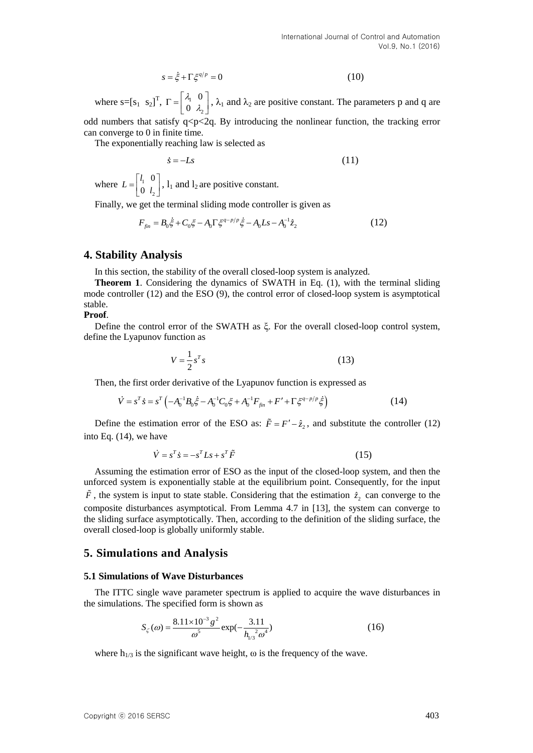$$s = \dot{\xi} + \Gamma \xi^{q/p} = 0 \tag{10}$$

where $s=[s_1 \;\; s_2]^T$, $\Gamma = \begin{bmatrix} \lambda_1 & 0 \\ 0 & \lambda_2 \end{bmatrix}$, $\lambda_1$ and $\lambda_2$ are positive constant. The parameters p and q are odd numbers that satisfy $q<p<2q$. By introducing the nonlinear function, the tracking error can converge to 0 in finite time.

The exponentially reaching law is selected as

$$\dot{s} = -Ls \tag{11}$$

where $L = \begin{bmatrix} l_1 & 0 \\ 0 & l_2 \end{bmatrix}$, $l_1$ and $l_2$ are positive constant.

Finally, we get the terminal sliding mode controller is given as

$$F_{fin} = B_0\dot{\xi} + C_0\xi - A_0\Gamma\xi^{q-p/p}\dot{\xi} - A_0Ls - A_0^{-1}\hat{z}_2 \tag{12}$$

## 4. Stability Analysis

In this section, the stability of the overall closed-loop system is analyzed.

**Theorem 1**. Considering the dynamics of SWATH in Eq. (1), with the terminal sliding mode controller (12) and the ESO (9), the control error of closed-loop system is asymptotical stable.

**Proof**.

Define the control error of the SWATH as $\xi$. For the overall closed-loop control system, define the Lyapunov function as

$$V = \frac{1}{2}s^T s \tag{13}$$

Then, the first order derivative of the Lyapunov function is expressed as

$$\dot{V} = s^T\dot{s} = s^T\left(-A_0^{-1}B_0\dot{\xi} - A_0^{-1}C_0\xi + A_0^{-1}F_{fin} + F' + \Gamma\xi^{q-p/p}\dot{\xi}\right) \tag{14}$$

Define the estimation error of the ESO as: $\tilde{F} = F' - \hat{z}_2$, and substitute the controller (12) into Eq. (14), we have

$$\dot{V} = s^T\dot{s} = -s^T Ls + s^T\tilde{F} \tag{15}$$

Assuming the estimation error of ESO as the input of the closed-loop system, and then the unforced system is exponentially stable at the equilibrium point. Consequently, for the input $\tilde{F}$, the system is input to state stable. Considering that the estimation $\hat{z}_2$ can converge to the composite disturbances asymptotical. From Lemma 4.7 in [13], the system can converge to the sliding surface asymptotically. Then, according to the definition of the sliding surface, the overall closed-loop is globally uniformly stable.

## 5. Simulations and Analysis

### 5.1 Simulations of Wave Disturbances

The ITTC single wave parameter spectrum is applied to acquire the wave disturbances in the simulations. The specified form is shown as

$$S_{\varsigma}(\omega) = \frac{8.11\times10^{-3}g^2}{\omega^5}\exp\left(-\frac{3.11}{h_{1/3}{}^2\omega^4}\right) \tag{16}$$

where $h_{1/3}$ is the significant wave height, $\omega$ is the frequency of the wave.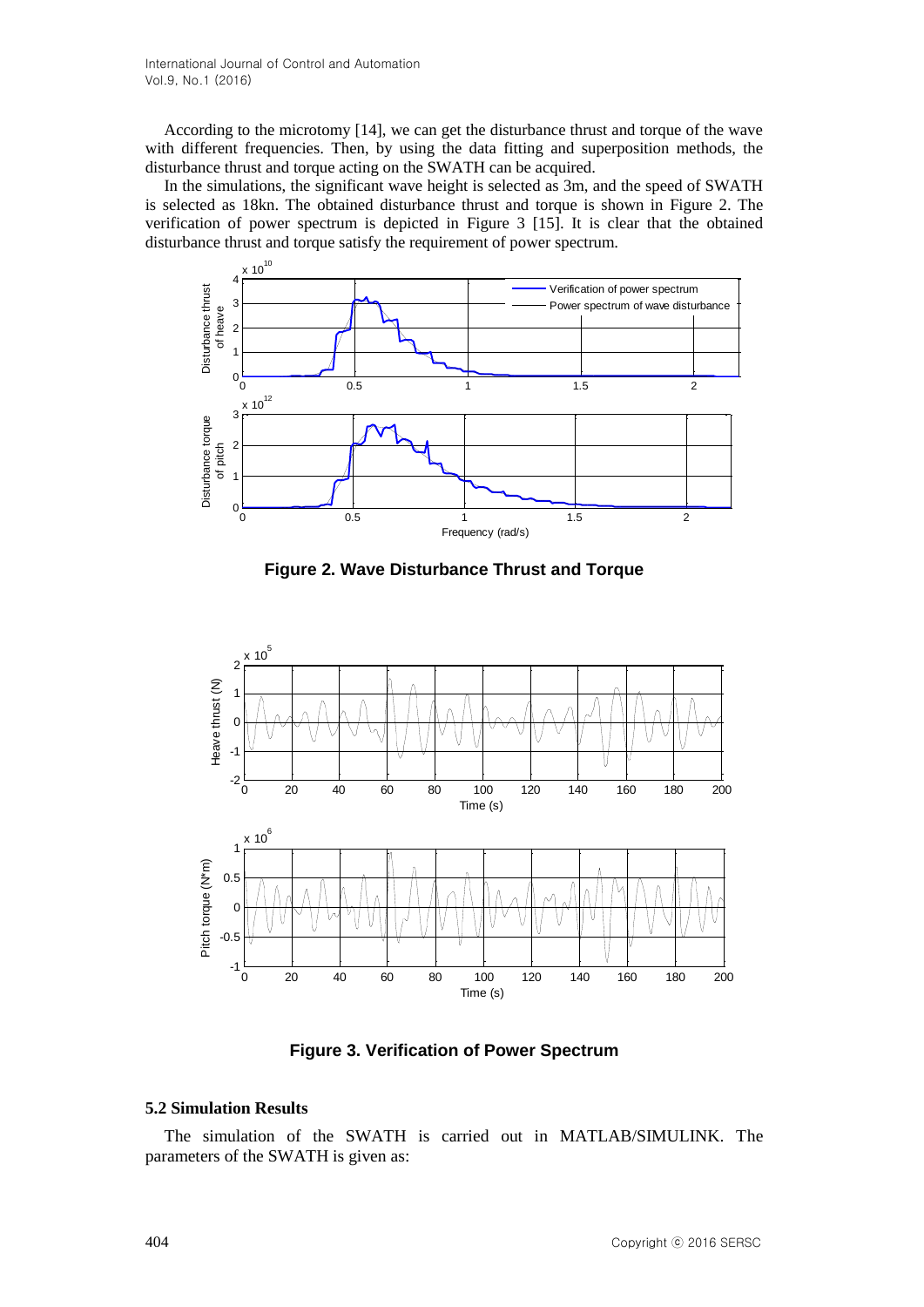According to the microtomy [14], we can get the disturbance thrust and torque of the wave with different frequencies. Then, by using the data fitting and superposition methods, the disturbance thrust and torque acting on the SWATH can be acquired.

In the simulations, the significant wave height is selected as 3m, and the speed of SWATH is selected as 18kn. The obtained disturbance thrust and torque is shown in Figure 2. The verification of power spectrum is depicted in Figure 3 [15]. It is clear that the obtained disturbance thrust and torque satisfy the requirement of power spectrum.

**Figure 2. Wave Disturbance Thrust and Torque**

**Figure 3. Verification of Power Spectrum**

### 5.2 Simulation Results

The simulation of the SWATH is carried out in MATLAB/SIMULINK. The parameters of the SWATH is given as: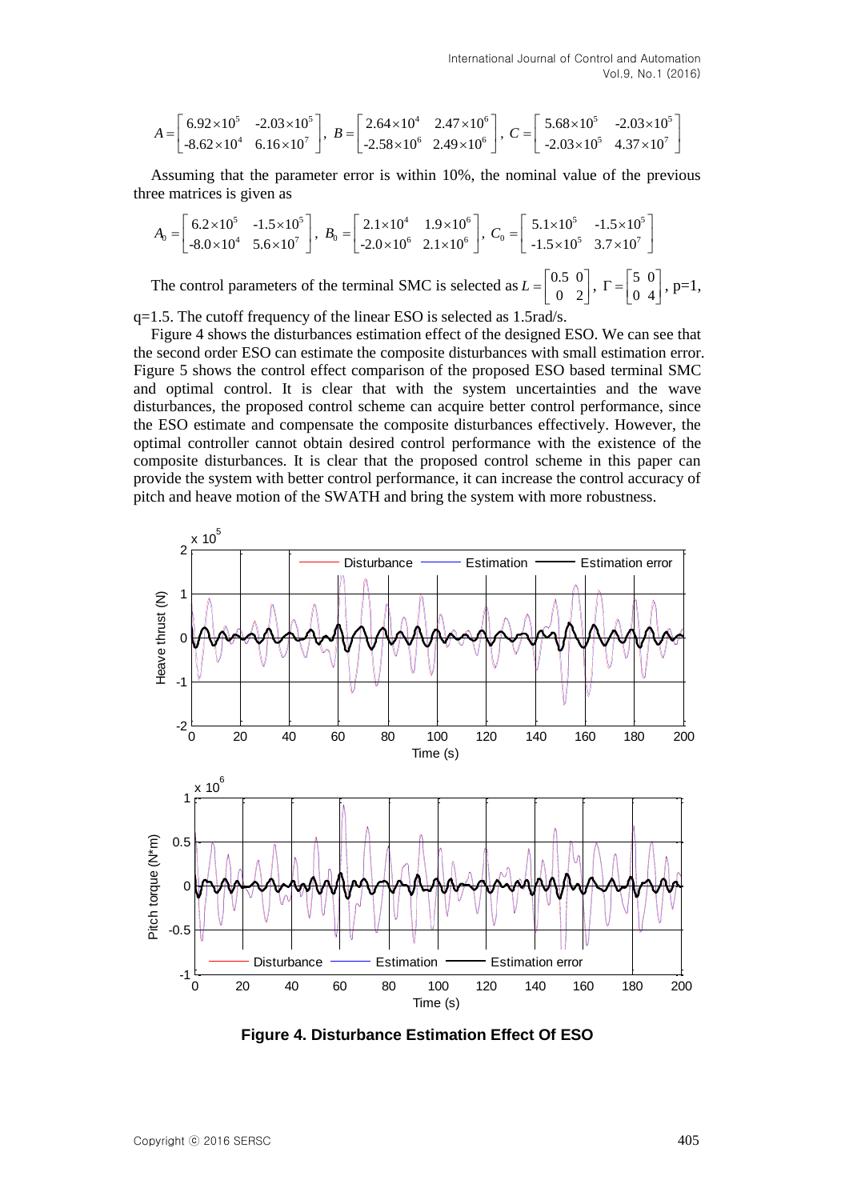$$A = \begin{bmatrix} 6.92\times10^5 & -2.03\times10^5 \\ -8.62\times10^4 & 6.16\times10^7 \end{bmatrix},\ B = \begin{bmatrix} 2.64\times10^4 & 2.47\times10^6 \\ -2.58\times10^6 & 2.49\times10^6 \end{bmatrix},\ C = \begin{bmatrix} 5.68\times10^5 & -2.03\times10^5 \\ -2.03\times10^5 & 4.37\times10^7 \end{bmatrix}$$

Assuming that the parameter error is within 10%, the nominal value of the previous three matrices is given as

$$A_0 = \begin{bmatrix} 6.2\times10^5 & -1.5\times10^5 \\ -8.0\times10^4 & 5.6\times10^7 \end{bmatrix},\ B_0 = \begin{bmatrix} 2.1\times10^4 & 1.9\times10^6 \\ -2.0\times10^6 & 2.1\times10^6 \end{bmatrix},\ C_0 = \begin{bmatrix} 5.1\times10^5 & -1.5\times10^5 \\ -1.5\times10^5 & 3.7\times10^7 \end{bmatrix}$$

The control parameters of the terminal SMC is selected as $L = \begin{bmatrix} 0.5 & 0 \\ 0 & 2 \end{bmatrix}$, $\Gamma = \begin{bmatrix} 5 & 0 \\ 0 & 4 \end{bmatrix}$, p=1, q=1.5. The cutoff frequency of the linear ESO is selected as 1.5rad/s.

Figure 4 shows the disturbances estimation effect of the designed ESO. We can see that the second order ESO can estimate the composite disturbances with small estimation error. Figure 5 shows the control effect comparison of the proposed ESO based terminal SMC and optimal control. It is clear that with the system uncertainties and the wave disturbances, the proposed control scheme can acquire better control performance, since the ESO estimate and compensate the composite disturbances effectively. However, the optimal controller cannot obtain desired control performance with the existence of the composite disturbances. It is clear that the proposed control scheme in this paper can provide the system with better control performance, it can increase the control accuracy of pitch and heave motion of the SWATH and bring the system with more robustness.

**Figure 4. Disturbance Estimation Effect Of ESO**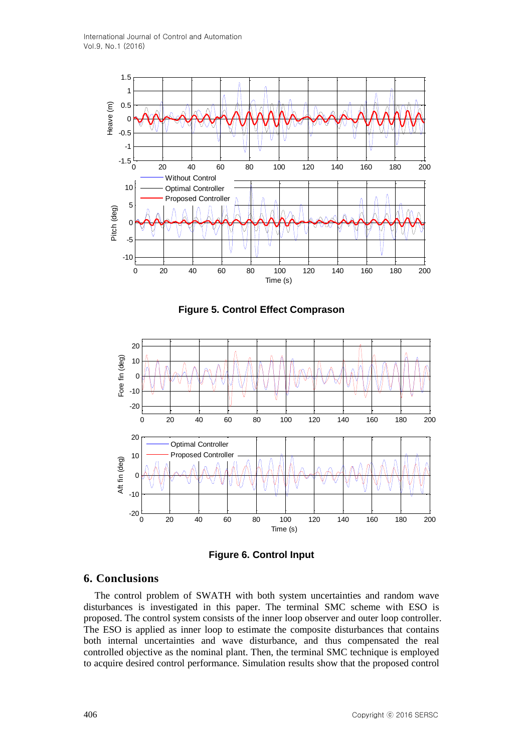**Figure 5. Control Effect Comprason**

**Figure 6. Control Input**

## 6. Conclusions

The control problem of SWATH with both system uncertainties and random wave disturbances is investigated in this paper. The terminal SMC scheme with ESO is proposed. The control system consists of the inner loop observer and outer loop controller. The ESO is applied as inner loop to estimate the composite disturbances that contains both internal uncertainties and wave disturbance, and thus compensated the real controlled objective as the nominal plant. Then, the terminal SMC technique is employed to acquire desired control performance. Simulation results show that the proposed control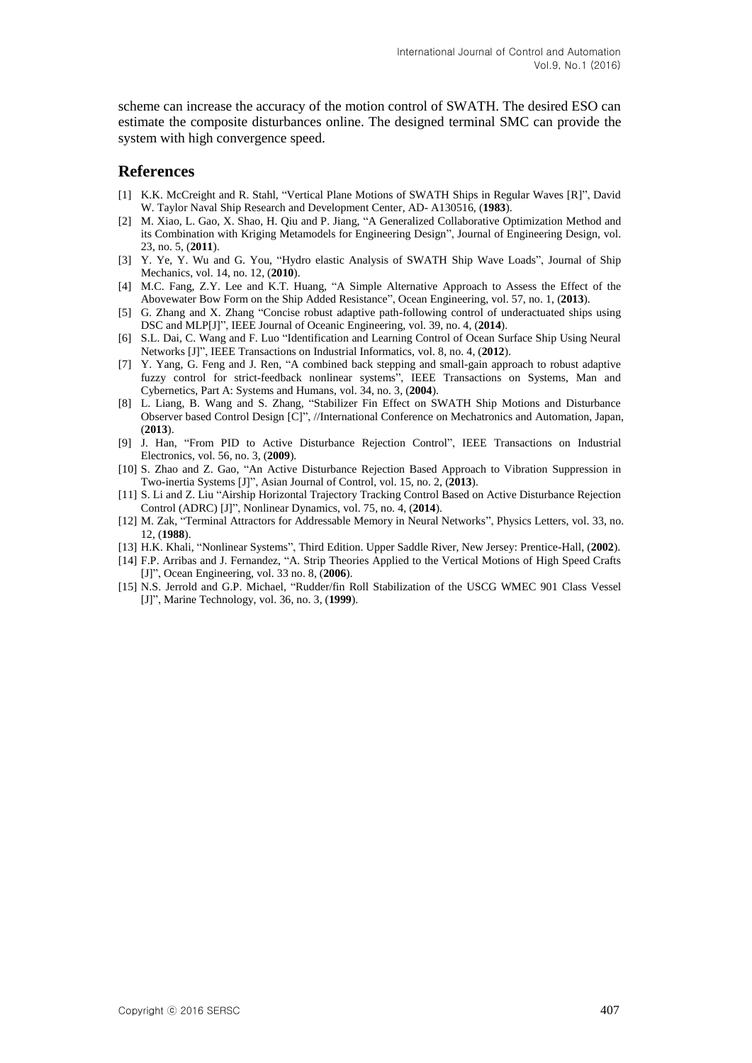scheme can increase the accuracy of the motion control of SWATH. The desired ESO can estimate the composite disturbances online. The designed terminal SMC can provide the system with high convergence speed.

## References

[1] K.K. McCreight and R. Stahl, "Vertical Plane Motions of SWATH Ships in Regular Waves [R]", David W. Taylor Naval Ship Research and Development Center, AD- A130516, (**1983**).

[2] M. Xiao, L. Gao, X. Shao, H. Qiu and P. Jiang, "A Generalized Collaborative Optimization Method and its Combination with Kriging Metamodels for Engineering Design", Journal of Engineering Design, vol. 23, no. 5, (**2011**).

[3] Y. Ye, Y. Wu and G. You, "Hydro elastic Analysis of SWATH Ship Wave Loads", Journal of Ship Mechanics, vol. 14, no. 12, (**2010**).

[4] M.C. Fang, Z.Y. Lee and K.T. Huang, "A Simple Alternative Approach to Assess the Effect of the Abovewater Bow Form on the Ship Added Resistance", Ocean Engineering, vol. 57, no. 1, (**2013**).

[5] G. Zhang and X. Zhang "Concise robust adaptive path-following control of underactuated ships using DSC and MLP[J]", IEEE Journal of Oceanic Engineering, vol. 39, no. 4, (**2014**).

[6] S.L. Dai, C. Wang and F. Luo "Identification and Learning Control of Ocean Surface Ship Using Neural Networks [J]", IEEE Transactions on Industrial Informatics, vol. 8, no. 4, (**2012**).

[7] Y. Yang, G. Feng and J. Ren, "A combined back stepping and small-gain approach to robust adaptive fuzzy control for strict-feedback nonlinear systems", IEEE Transactions on Systems, Man and Cybernetics, Part A: Systems and Humans, vol. 34, no. 3, (**2004**).

[8] L. Liang, B. Wang and S. Zhang, "Stabilizer Fin Effect on SWATH Ship Motions and Disturbance Observer based Control Design [C]", //International Conference on Mechatronics and Automation, Japan, (**2013**).

[9] J. Han, "From PID to Active Disturbance Rejection Control", IEEE Transactions on Industrial Electronics, vol. 56, no. 3, (**2009**).

[10] S. Zhao and Z. Gao, "An Active Disturbance Rejection Based Approach to Vibration Suppression in Two-inertia Systems [J]", Asian Journal of Control, vol. 15, no. 2, (**2013**).

[11] S. Li and Z. Liu "Airship Horizontal Trajectory Tracking Control Based on Active Disturbance Rejection Control (ADRC) [J]", Nonlinear Dynamics, vol. 75, no. 4, (**2014**).

[12] M. Zak, "Terminal Attractors for Addressable Memory in Neural Networks", Physics Letters, vol. 33, no. 12, (**1988**).

[13] H.K. Khali, "Nonlinear Systems", Third Edition. Upper Saddle River, New Jersey: Prentice-Hall, (**2002**).

[14] F.P. Arribas and J. Fernandez, "A. Strip Theories Applied to the Vertical Motions of High Speed Crafts [J]", Ocean Engineering, vol. 33 no. 8, (**2006**).

[15] N.S. Jerrold and G.P. Michael, "Rudder/fin Roll Stabilization of the USCG WMEC 901 Class Vessel [J]", Marine Technology, vol. 36, no. 3, (**1999**).